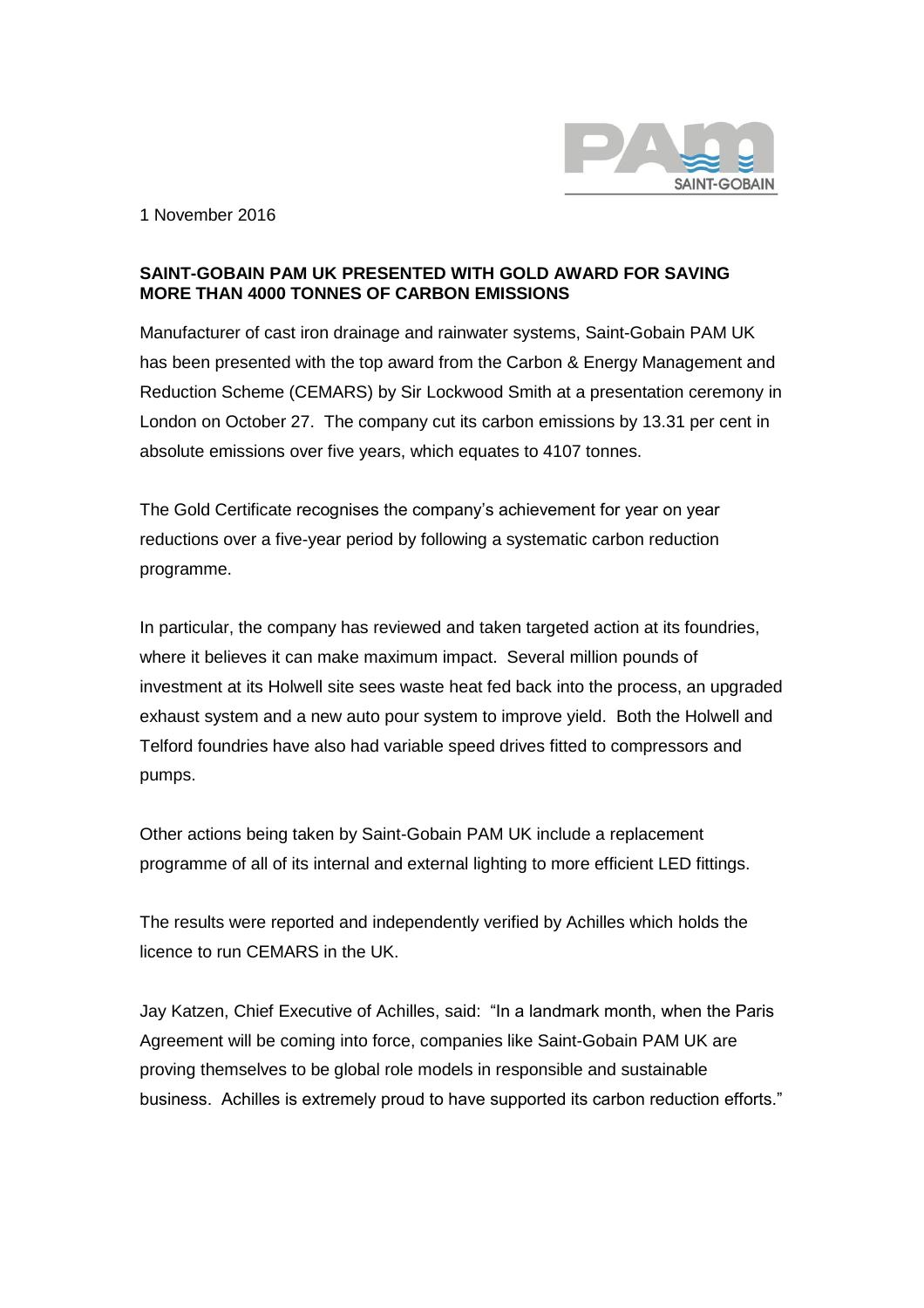1 November 2016

**SAINT-GOBAIN PAM UK PRESENTED WITH GOLD AWARD FOR SAVING MORE THAN 4000 TONNES OF CARBON EMISSIONS**

Manufacturer of cast iron drainage and rainwater systems, Saint-Gobain PAM UK has been presented with the top award from the Carbon & Energy Management and Reduction Scheme (CEMARS) by Sir Lockwood Smith at a presentation ceremony in London on October 27. The company cut its carbon emissions by 13.31 per cent in absolute emissions over five years, which equates to 4107 tonnes.

The Gold Certificate recognises the company's achievement for year on year reductions over a five-year period by following a systematic carbon reduction programme.

In particular, the company has reviewed and taken targeted action at its foundries, where it believes it can make maximum impact. Several million pounds of investment at its Holwell site sees waste heat fed back into the process, an upgraded exhaust system and a new auto pour system to improve yield. Both the Holwell and Telford foundries have also had variable speed drives fitted to compressors and pumps.

Other actions being taken by Saint-Gobain PAM UK include a replacement programme of all of its internal and external lighting to more efficient LED fittings.

The results were reported and independently verified by Achilles which holds the licence to run CEMARS in the UK.

Jay Katzen, Chief Executive of Achilles, said: "In a landmark month, when the Paris Agreement will be coming into force, companies like Saint-Gobain PAM UK are proving themselves to be global role models in responsible and sustainable business. Achilles is extremely proud to have supported its carbon reduction efforts."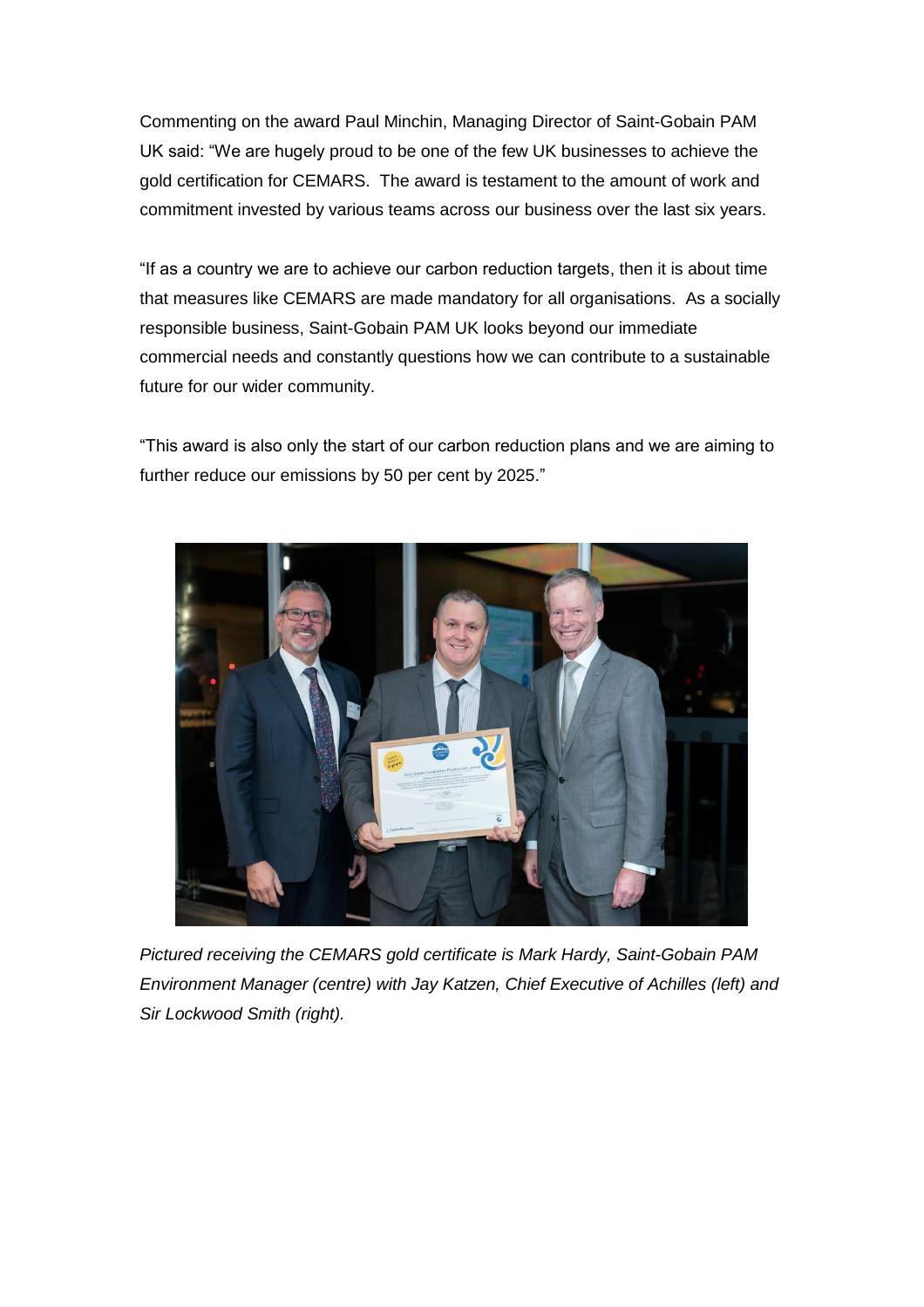Commenting on the award Paul Minchin, Managing Director of Saint-Gobain PAM UK said: "We are hugely proud to be one of the few UK businesses to achieve the gold certification for CEMARS. The award is testament to the amount of work and commitment invested by various teams across our business over the last six years.

"If as a country we are to achieve our carbon reduction targets, then it is about time that measures like CEMARS are made mandatory for all organisations. As a socially responsible business, Saint-Gobain PAM UK looks beyond our immediate commercial needs and constantly questions how we can contribute to a sustainable future for our wider community.

"This award is also only the start of our carbon reduction plans and we are aiming to further reduce our emissions by 50 per cent by 2025."

*Pictured receiving the CEMARS gold certificate is Mark Hardy, Saint-Gobain PAM Environment Manager (centre) with Jay Katzen, Chief Executive of Achilles (left) and Sir Lockwood Smith (right).*